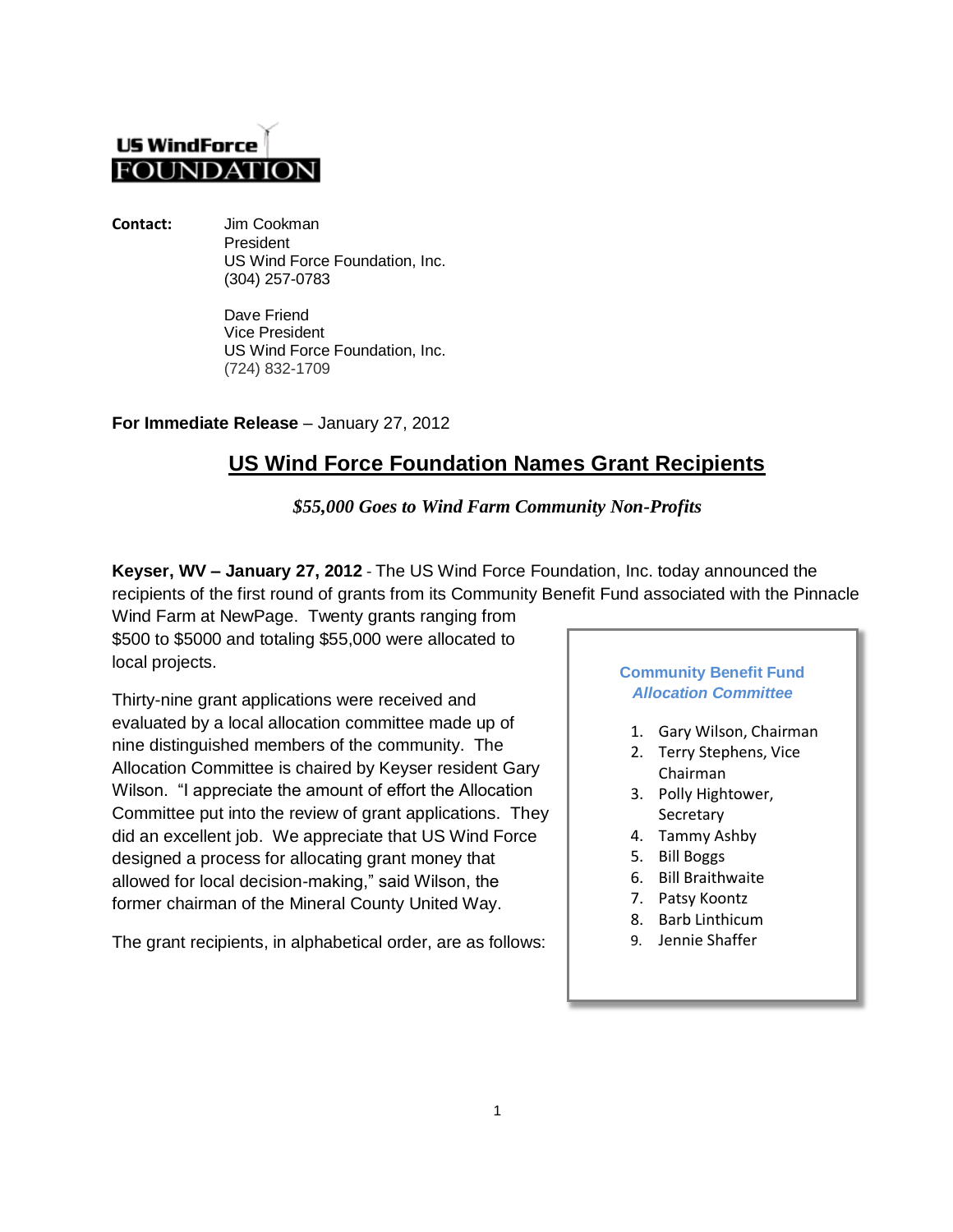US WindForce FOUNDATION

**Contact:** Jim Cookman
President
US Wind Force Foundation, Inc.
(304) 257-0783

Dave Friend
Vice President
US Wind Force Foundation, Inc.
(724) 832-1709

**For Immediate Release** – January 27, 2012

## US Wind Force Foundation Names Grant Recipients

***$55,000 Goes to Wind Farm Community Non-Profits***

**Keyser, WV – January 27, 2012** - The US Wind Force Foundation, Inc. today announced the recipients of the first round of grants from its Community Benefit Fund associated with the Pinnacle Wind Farm at NewPage. Twenty grants ranging from $500 to $5000 and totaling $55,000 were allocated to local projects.

Thirty-nine grant applications were received and evaluated by a local allocation committee made up of nine distinguished members of the community. The Allocation Committee is chaired by Keyser resident Gary Wilson. "I appreciate the amount of effort the Allocation Committee put into the review of grant applications. They did an excellent job. We appreciate that US Wind Force designed a process for allocating grant money that allowed for local decision-making," said Wilson, the former chairman of the Mineral County United Way.

The grant recipients, in alphabetical order, are as follows:

**Community Benefit Fund**
***Allocation Committee***

1. Gary Wilson, Chairman
2. Terry Stephens, Vice Chairman
3. Polly Hightower, Secretary
4. Tammy Ashby
5. Bill Boggs
6. Bill Braithwaite
7. Patsy Koontz
8. Barb Linthicum
9. Jennie Shaffer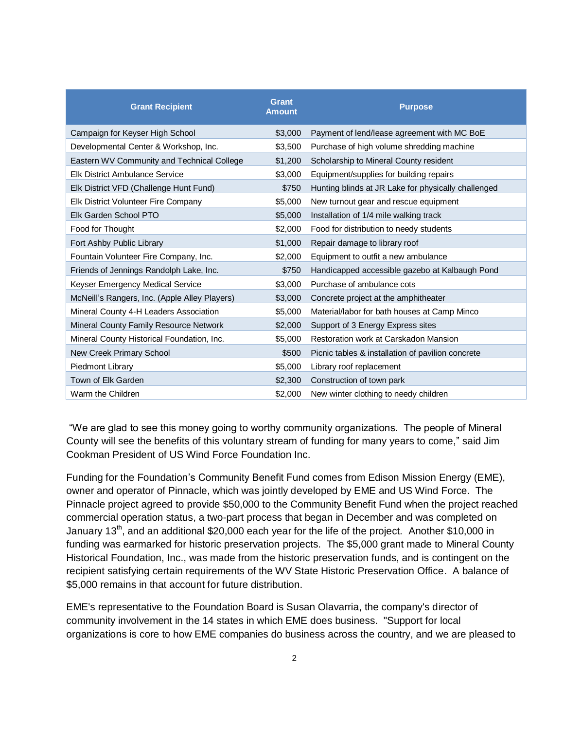| Grant Recipient | Grant Amount | Purpose |
|---|---|---|
| Campaign for Keyser High School | $3,000 | Payment of lend/lease agreement with MC BoE |
| Developmental Center & Workshop, Inc. | $3,500 | Purchase of high volume shredding machine |
| Eastern WV Community and Technical College | $1,200 | Scholarship to Mineral County resident |
| Elk District Ambulance Service | $3,000 | Equipment/supplies for building repairs |
| Elk District VFD (Challenge Hunt Fund) | $750 | Hunting blinds at JR Lake for physically challenged |
| Elk District Volunteer Fire Company | $5,000 | New turnout gear and rescue equipment |
| Elk Garden School PTO | $5,000 | Installation of 1/4 mile walking track |
| Food for Thought | $2,000 | Food for distribution to needy students |
| Fort Ashby Public Library | $1,000 | Repair damage to library roof |
| Fountain Volunteer Fire Company, Inc. | $2,000 | Equipment to outfit a new ambulance |
| Friends of Jennings Randolph Lake, Inc. | $750 | Handicapped accessible gazebo at Kalbaugh Pond |
| Keyser Emergency Medical Service | $3,000 | Purchase of ambulance cots |
| McNeill's Rangers, Inc. (Apple Alley Players) | $3,000 | Concrete project at the amphitheater |
| Mineral County 4-H Leaders Association | $5,000 | Material/labor for bath houses at Camp Minco |
| Mineral County Family Resource Network | $2,000 | Support of 3 Energy Express sites |
| Mineral County Historical Foundation, Inc. | $5,000 | Restoration work at Carskadon Mansion |
| New Creek Primary School | $500 | Picnic tables & installation of pavilion concrete |
| Piedmont Library | $5,000 | Library roof replacement |
| Town of Elk Garden | $2,300 | Construction of town park |
| Warm the Children | $2,000 | New winter clothing to needy children |

"We are glad to see this money going to worthy community organizations. The people of Mineral County will see the benefits of this voluntary stream of funding for many years to come," said Jim Cookman President of US Wind Force Foundation Inc.

Funding for the Foundation's Community Benefit Fund comes from Edison Mission Energy (EME), owner and operator of Pinnacle, which was jointly developed by EME and US Wind Force. The Pinnacle project agreed to provide $50,000 to the Community Benefit Fund when the project reached commercial operation status, a two-part process that began in December and was completed on January 13th, and an additional $20,000 each year for the life of the project. Another $10,000 in funding was earmarked for historic preservation projects. The $5,000 grant made to Mineral County Historical Foundation, Inc., was made from the historic preservation funds, and is contingent on the recipient satisfying certain requirements of the WV State Historic Preservation Office. A balance of $5,000 remains in that account for future distribution.

EME's representative to the Foundation Board is Susan Olavarria, the company's director of community involvement in the 14 states in which EME does business. "Support for local organizations is core to how EME companies do business across the country, and we are pleased to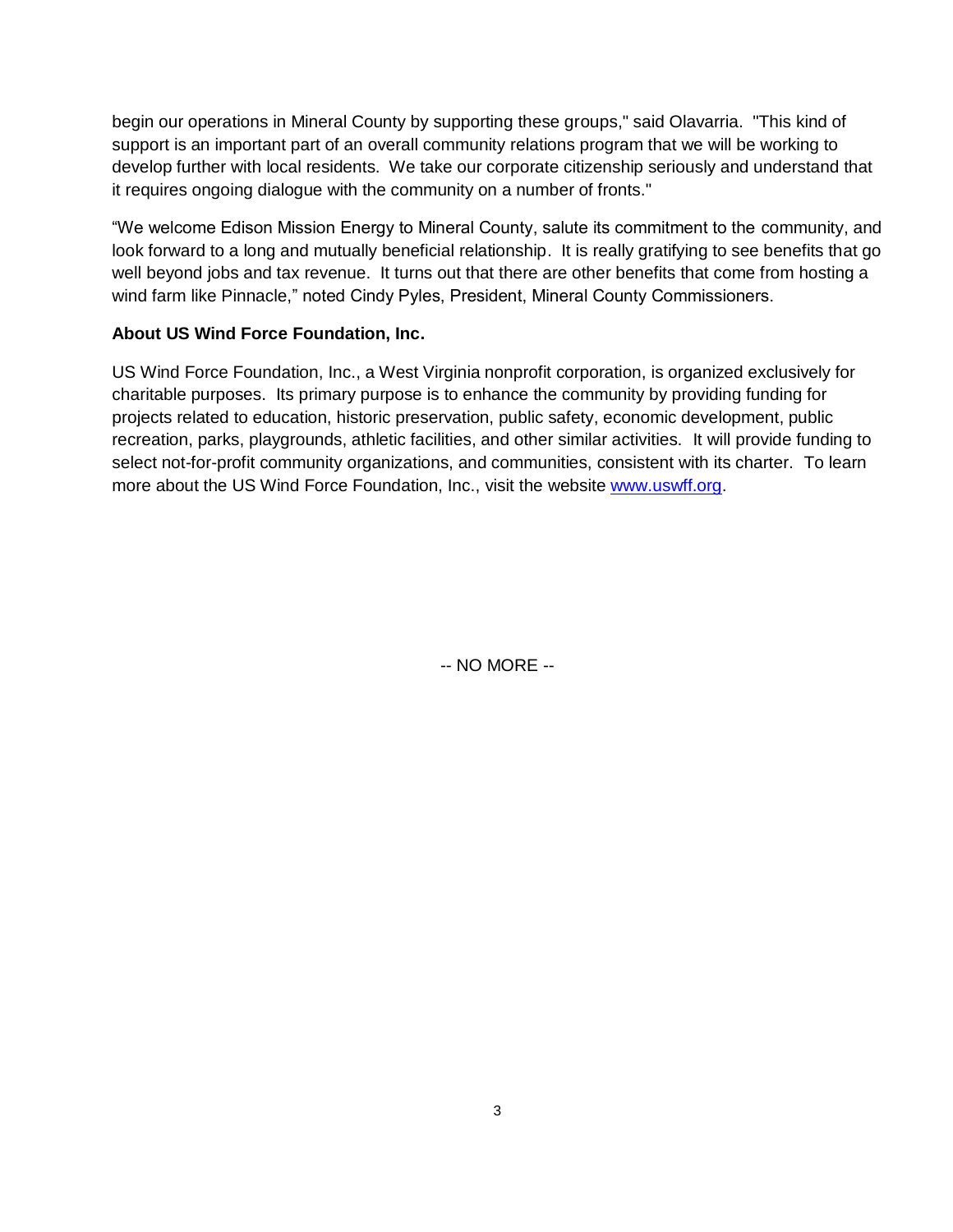begin our operations in Mineral County by supporting these groups," said Olavarria. "This kind of support is an important part of an overall community relations program that we will be working to develop further with local residents. We take our corporate citizenship seriously and understand that it requires ongoing dialogue with the community on a number of fronts."

"We welcome Edison Mission Energy to Mineral County, salute its commitment to the community, and look forward to a long and mutually beneficial relationship. It is really gratifying to see benefits that go well beyond jobs and tax revenue. It turns out that there are other benefits that come from hosting a wind farm like Pinnacle," noted Cindy Pyles, President, Mineral County Commissioners.

**About US Wind Force Foundation, Inc.**

US Wind Force Foundation, Inc., a West Virginia nonprofit corporation, is organized exclusively for charitable purposes. Its primary purpose is to enhance the community by providing funding for projects related to education, historic preservation, public safety, economic development, public recreation, parks, playgrounds, athletic facilities, and other similar activities. It will provide funding to select not-for-profit community organizations, and communities, consistent with its charter. To learn more about the US Wind Force Foundation, Inc., visit the website [www.uswff.org](http://www.uswff.org).

-- NO MORE --